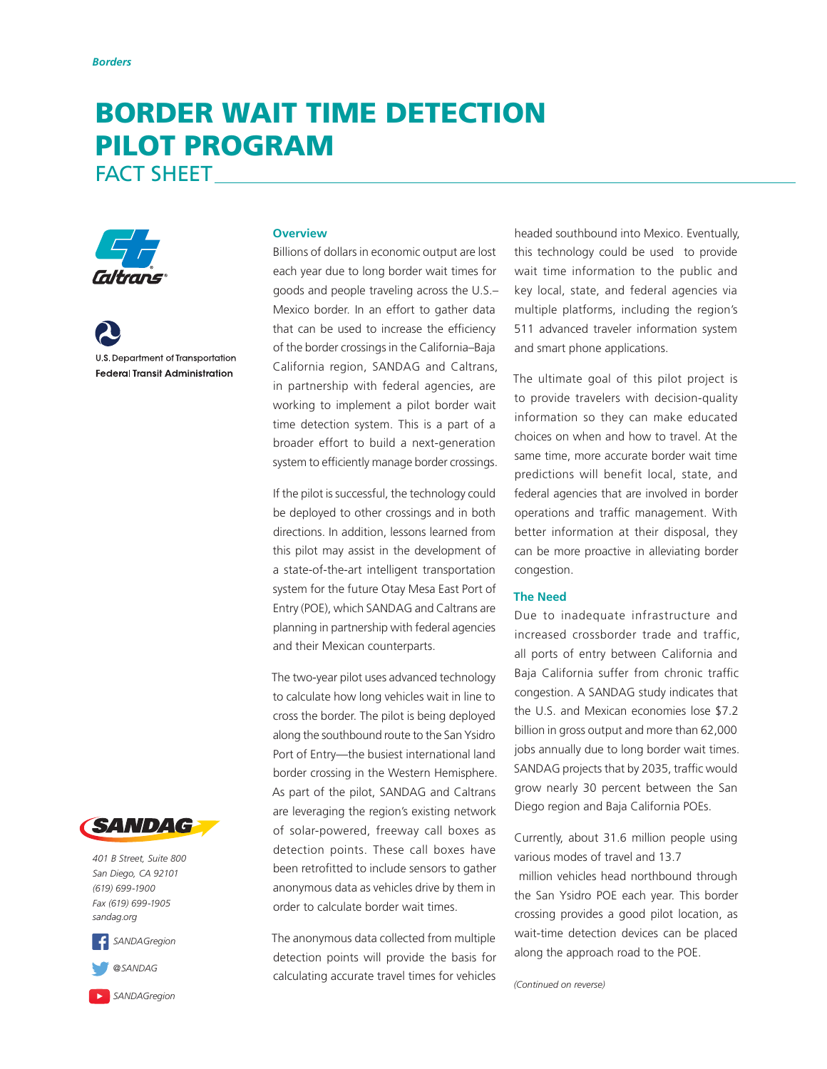*Borders*

# BORDER WAIT TIME DETECTION PILOT PROGRAM

## FACT SHEET

Caltrans

U.S. Department of Transportation
**Federal Transit Administration**

### Overview

Billions of dollars in economic output are lost each year due to long border wait times for goods and people traveling across the U.S.–Mexico border. In an effort to gather data that can be used to increase the efficiency of the border crossings in the California–Baja California region, SANDAG and Caltrans, in partnership with federal agencies, are working to implement a pilot border wait time detection system. This is a part of a broader effort to build a next-generation system to efficiently manage border crossings.

If the pilot is successful, the technology could be deployed to other crossings and in both directions. In addition, lessons learned from this pilot may assist in the development of a state-of-the-art intelligent transportation system for the future Otay Mesa East Port of Entry (POE), which SANDAG and Caltrans are planning in partnership with federal agencies and their Mexican counterparts.

The two-year pilot uses advanced technology to calculate how long vehicles wait in line to cross the border. The pilot is being deployed along the southbound route to the San Ysidro Port of Entry—the busiest international land border crossing in the Western Hemisphere. As part of the pilot, SANDAG and Caltrans are leveraging the region's existing network of solar-powered, freeway call boxes as detection points. These call boxes have been retrofitted to include sensors to gather anonymous data as vehicles drive by them in order to calculate border wait times.

The anonymous data collected from multiple detection points will provide the basis for calculating accurate travel times for vehicles headed southbound into Mexico. Eventually, this technology could be used to provide wait time information to the public and key local, state, and federal agencies via multiple platforms, including the region's 511 advanced traveler information system and smart phone applications.

The ultimate goal of this pilot project is to provide travelers with decision-quality information so they can make educated choices on when and how to travel. At the same time, more accurate border wait time predictions will benefit local, state, and federal agencies that are involved in border operations and traffic management. With better information at their disposal, they can be more proactive in alleviating border congestion.

### The Need

Due to inadequate infrastructure and increased crossborder trade and traffic, all ports of entry between California and Baja California suffer from chronic traffic congestion. A SANDAG study indicates that the U.S. and Mexican economies lose $7.2 billion in gross output and more than 62,000 jobs annually due to long border wait times. SANDAG projects that by 2035, traffic would grow nearly 30 percent between the San Diego region and Baja California POEs.

Currently, about 31.6 million people using various modes of travel and 13.7 million vehicles head northbound through the San Ysidro POE each year. This border crossing provides a good pilot location, as wait-time detection devices can be placed along the approach road to the POE.

*(Continued on reverse)*

SANDAG

*401 B Street, Suite 800*
*San Diego, CA 92101*
*(619) 699-1900*
*Fax (619) 699-1905*
*sandag.org*

*SANDAGregion*
*@SANDAG*
*SANDAGregion*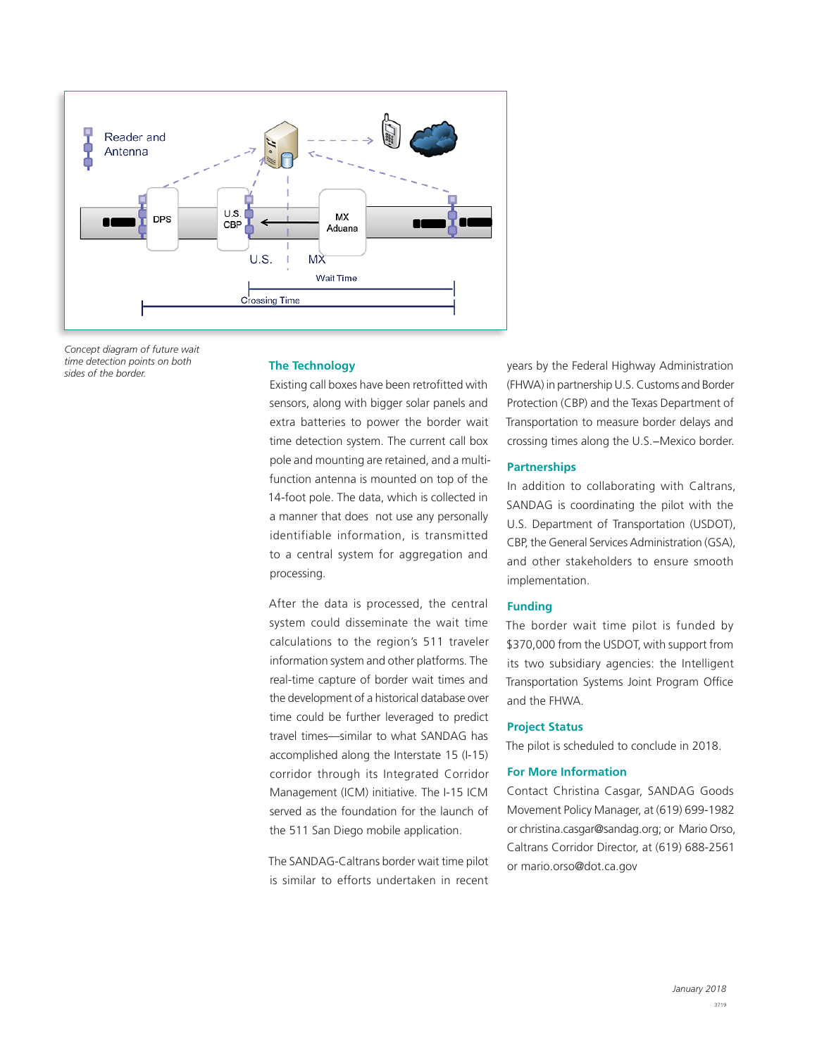Reader and Antenna

DPS

U.S. CBP

MX Aduana

U.S.

MX

Wait Time

Crossing Time

*Concept diagram of future wait time detection points on both sides of the border.*

## The Technology

Existing call boxes have been retrofitted with sensors, along with bigger solar panels and extra batteries to power the border wait time detection system. The current call box pole and mounting are retained, and a multi-function antenna is mounted on top of the 14-foot pole. The data, which is collected in a manner that does not use any personally identifiable information, is transmitted to a central system for aggregation and processing.

After the data is processed, the central system could disseminate the wait time calculations to the region's 511 traveler information system and other platforms. The real-time capture of border wait times and the development of a historical database over time could be further leveraged to predict travel times—similar to what SANDAG has accomplished along the Interstate 15 (I-15) corridor through its Integrated Corridor Management (ICM) initiative. The I-15 ICM served as the foundation for the launch of the 511 San Diego mobile application.

The SANDAG-Caltrans border wait time pilot is similar to efforts undertaken in recent years by the Federal Highway Administration (FHWA) in partnership U.S. Customs and Border Protection (CBP) and the Texas Department of Transportation to measure border delays and crossing times along the U.S.–Mexico border.

## Partnerships

In addition to collaborating with Caltrans, SANDAG is coordinating the pilot with the U.S. Department of Transportation (USDOT), CBP, the General Services Administration (GSA), and other stakeholders to ensure smooth implementation.

## Funding

The border wait time pilot is funded by $370,000 from the USDOT, with support from its two subsidiary agencies: the Intelligent Transportation Systems Joint Program Office and the FHWA.

## Project Status

The pilot is scheduled to conclude in 2018.

## For More Information

Contact Christina Casgar, SANDAG Goods Movement Policy Manager, at (619) 699-1982 or christina.casgar@sandag.org; or Mario Orso, Caltrans Corridor Director, at (619) 688-2561 or mario.orso@dot.ca.gov

*January 2018*

3719